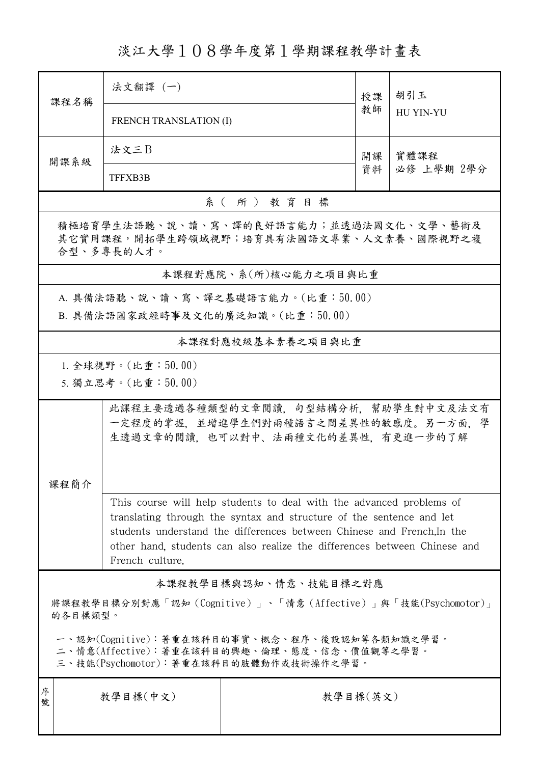# 淡江大學１０８學年度第１學期課程教學計畫表

| 課程名稱 | 法文翻譯 (一) | 授課教師 | 胡引玉 |
|---|---|---|---|
| | FRENCH TRANSLATION (I) | | HU YIN-YU |
| 開課系級 | 法文三B | 開課資料 | 實體課程 必修 上學期 2學分 |
| | TFFXB3B | | |

## 系（所）教育目標

積極培育學生法語聽、說、讀、寫、譯的良好語言能力；並透過法國文化、文學、藝術及其它實用課程，開拓學生跨領域視野；培育具有法國語文專業、人文素養、國際視野之複合型、多專長的人才。

## 本課程對應院、系(所)核心能力之項目與比重

A. 具備法語聽、說、讀、寫、譯之基礎語言能力。(比重：50.00)

B. 具備法語國家政經時事及文化的廣泛知識。(比重：50.00)

## 本課程對應校級基本素養之項目與比重

1. 全球視野。(比重：50.00)

5. 獨立思考。(比重：50.00)

## 課程簡介

此課程主要透過各種類型的文章閱讀，句型結構分析，幫助學生對中文及法文有一定程度的掌握，並增進學生們對兩種語言之間差異性的敏感度。另一方面，學生透過文章的閱讀，也可以對中、法兩種文化的差異性，有更進一步的了解

This course will help students to deal with the advanced problems of translating through the syntax and structure of the sentence and let students understand the differences between Chinese and French.In the other hand, students can also realize the differences between Chinese and French culture.

## 本課程教學目標與認知、情意、技能目標之對應

將課程教學目標分別對應「認知（Cognitive）」、「情意（Affective）」與「技能(Psychomotor)」的各目標類型。

一、認知(Cognitive)：著重在該科目的事實、概念、程序、後設認知等各類知識之學習。
二、情意(Affective)：著重在該科目的興趣、倫理、態度、信念、價值觀等之學習。
三、技能(Psychomotor)：著重在該科目的肢體動作或技術操作之學習。

| 序號 | 教學目標(中文) | 教學目標(英文) |
|---|---|---|
| | | |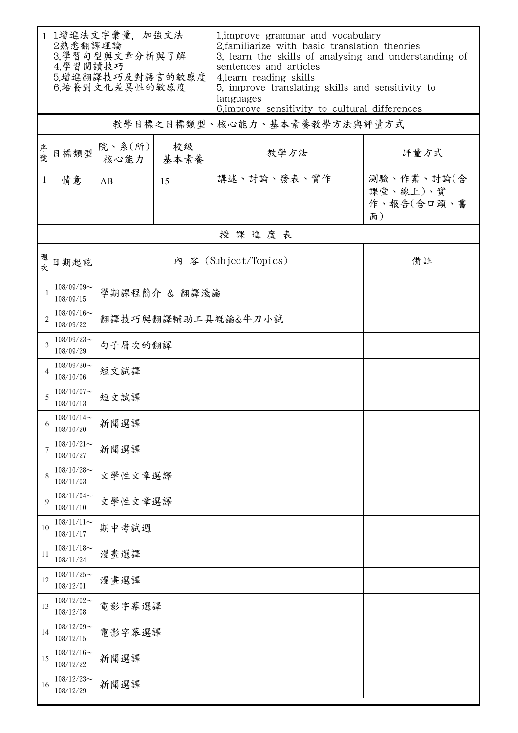| 1 | 1增進法文字彙量，加強文法<br>2熟悉翻譯理論<br>3.學習句型與文章分析與了解<br>4.學習閱讀技巧<br>5.增進翻譯技巧及對語言的敏感度<br>6.培養對文化差異性的敏感度 | 1.improve grammar and vocabulary<br>2.familiarize with basic translation theories<br>3. learn the skills of analysing and understanding of sentences and articles<br>4.learn reading skills<br>5. improve translating skills and sensitivity to languages<br>6.improve sensitivity to cultural differences |
|---|---|---|

## 教學目標之目標類型、核心能力、基本素養教學方法與評量方式

| 序號 | 目標類型 | 院、系(所)核心能力 | 校級基本素養 | 教學方法 | 評量方式 |
|---|---|---|---|---|---|
| 1 | 情意 | AB | 15 | 講述、討論、發表、實作 | 測驗、作業、討論(含課堂、線上)、實作、報告(含口頭、書面) |

## 授課進度表

| 週次 | 日期起訖 | 內 容 (Subject/Topics) | 備註 |
|---|---|---|---|
| 1 | 108/09/09～108/09/15 | 學期課程簡介 & 翻譯淺論 | |
| 2 | 108/09/16～108/09/22 | 翻譯技巧與翻譯輔助工具概論&牛刀小試 | |
| 3 | 108/09/23～108/09/29 | 句子層次的翻譯 | |
| 4 | 108/09/30～108/10/06 | 短文試譯 | |
| 5 | 108/10/07～108/10/13 | 短文試譯 | |
| 6 | 108/10/14～108/10/20 | 新聞選譯 | |
| 7 | 108/10/21～108/10/27 | 新聞選譯 | |
| 8 | 108/10/28～108/11/03 | 文學性文章選譯 | |
| 9 | 108/11/04～108/11/10 | 文學性文章選譯 | |
| 10 | 108/11/11～108/11/17 | 期中考試週 | |
| 11 | 108/11/18～108/11/24 | 漫畫選譯 | |
| 12 | 108/11/25～108/12/01 | 漫畫選譯 | |
| 13 | 108/12/02～108/12/08 | 電影字幕選譯 | |
| 14 | 108/12/09～108/12/15 | 電影字幕選譯 | |
| 15 | 108/12/16～108/12/22 | 新聞選譯 | |
| 16 | 108/12/23～108/12/29 | 新聞選譯 | |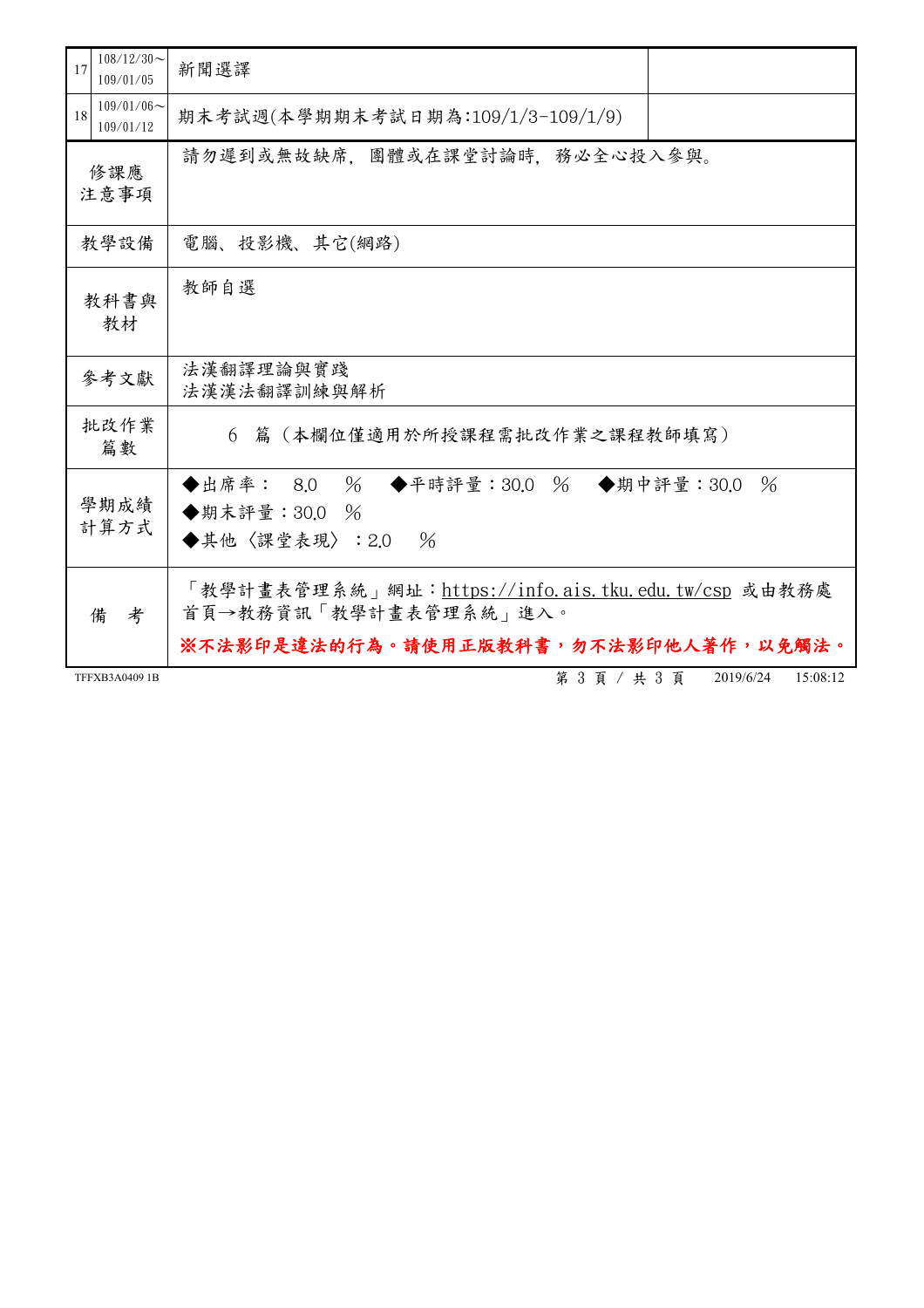| | | | |
|---|---|---|---|
| 17 | 108/12/30～<br>109/01/05 | 新聞選譯 | |
| 18 | 109/01/06～<br>109/01/12 | 期末考試週(本學期期末考試日期為:109/1/3-109/1/9) | |

| | |
|---|---|
| 修課應<br>注意事項 | 請勿遲到或無故缺席，團體或在課堂討論時，務必全心投入參與。 |
| 教學設備 | 電腦、投影機、其它(網路) |
| 教科書與<br>教材 | 教師自選 |
| 參考文獻 | 法漢翻譯理論與實踐<br>法漢漢法翻譯訓練與解析 |
| 批改作業<br>篇數 | 6 篇（本欄位僅適用於所授課程需批改作業之課程教師填寫） |
| 學期成績<br>計算方式 | ◆出席率： 8.0 ％　◆平時評量：30.0 ％　◆期中評量：30.0 ％<br>◆期末評量：30.0 ％<br>◆其他〈課堂表現〉：2.0 ％ |
| 備　考 | 「教學計畫表管理系統」網址：https://info.ais.tku.edu.tw/csp 或由教務處首頁→教務資訊「教學計畫表管理系統」進入。<br>**※不法影印是違法的行為。請使用正版教科書，勿不法影印他人著作，以免觸法。** |

TFFXB3A0409 1B　　2019/6/24　15:08:12